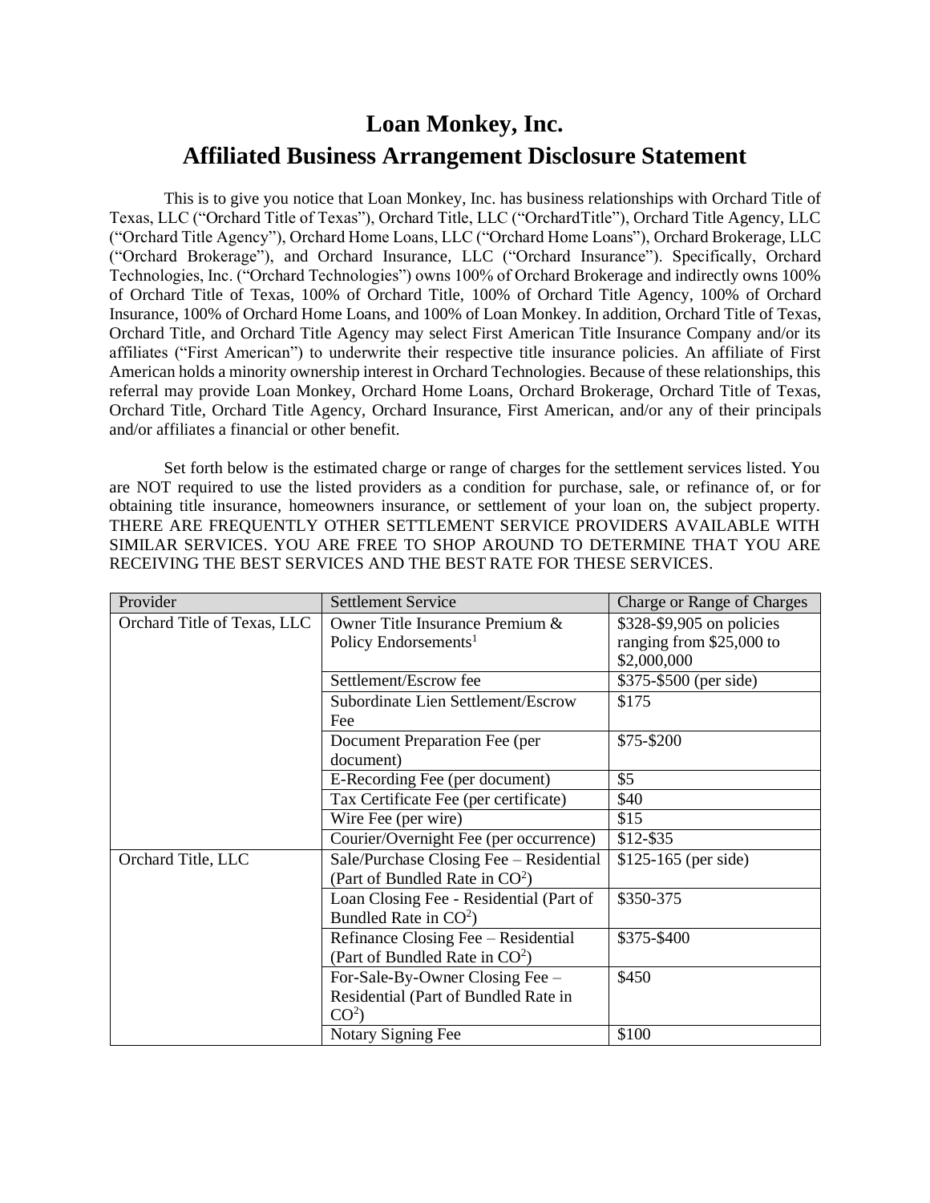# Loan Monkey, Inc.
# Affiliated Business Arrangement Disclosure Statement

This is to give you notice that Loan Monkey, Inc. has business relationships with Orchard Title of Texas, LLC ("Orchard Title of Texas"), Orchard Title, LLC ("OrchardTitle"), Orchard Title Agency, LLC ("Orchard Title Agency"), Orchard Home Loans, LLC ("Orchard Home Loans"), Orchard Brokerage, LLC ("Orchard Brokerage"), and Orchard Insurance, LLC ("Orchard Insurance"). Specifically, Orchard Technologies, Inc. ("Orchard Technologies") owns 100% of Orchard Brokerage and indirectly owns 100% of Orchard Title of Texas, 100% of Orchard Title, 100% of Orchard Title Agency, 100% of Orchard Insurance, 100% of Orchard Home Loans, and 100% of Loan Monkey. In addition, Orchard Title of Texas, Orchard Title, and Orchard Title Agency may select First American Title Insurance Company and/or its affiliates ("First American") to underwrite their respective title insurance policies. An affiliate of First American holds a minority ownership interest in Orchard Technologies. Because of these relationships, this referral may provide Loan Monkey, Orchard Home Loans, Orchard Brokerage, Orchard Title of Texas, Orchard Title, Orchard Title Agency, Orchard Insurance, First American, and/or any of their principals and/or affiliates a financial or other benefit.

Set forth below is the estimated charge or range of charges for the settlement services listed. You are NOT required to use the listed providers as a condition for purchase, sale, or refinance of, or for obtaining title insurance, homeowners insurance, or settlement of your loan on, the subject property. THERE ARE FREQUENTLY OTHER SETTLEMENT SERVICE PROVIDERS AVAILABLE WITH SIMILAR SERVICES. YOU ARE FREE TO SHOP AROUND TO DETERMINE THAT YOU ARE RECEIVING THE BEST SERVICES AND THE BEST RATE FOR THESE SERVICES.

| Provider | Settlement Service | Charge or Range of Charges |
|---|---|---|
| Orchard Title of Texas, LLC | Owner Title Insurance Premium & Policy Endorsements[1] | \$328-\$9,905 on policies ranging from \$25,000 to \$2,000,000 |
| | Settlement/Escrow fee | \$375-\$500 (per side) |
| | Subordinate Lien Settlement/Escrow Fee | \$175 |
| | Document Preparation Fee (per document) | \$75-\$200 |
| | E-Recording Fee (per document) | \$5 |
| | Tax Certificate Fee (per certificate) | \$40 |
| | Wire Fee (per wire) | \$15 |
| | Courier/Overnight Fee (per occurrence) | \$12-\$35 |
| Orchard Title, LLC | Sale/Purchase Closing Fee – Residential (Part of Bundled Rate in CO[2]) | \$125-165 (per side) |
| | Loan Closing Fee - Residential (Part of Bundled Rate in CO[2]) | \$350-375 |
| | Refinance Closing Fee – Residential (Part of Bundled Rate in CO[2]) | \$375-\$400 |
| | For-Sale-By-Owner Closing Fee – Residential (Part of Bundled Rate in CO[2]) | \$450 |
| | Notary Signing Fee | \$100 |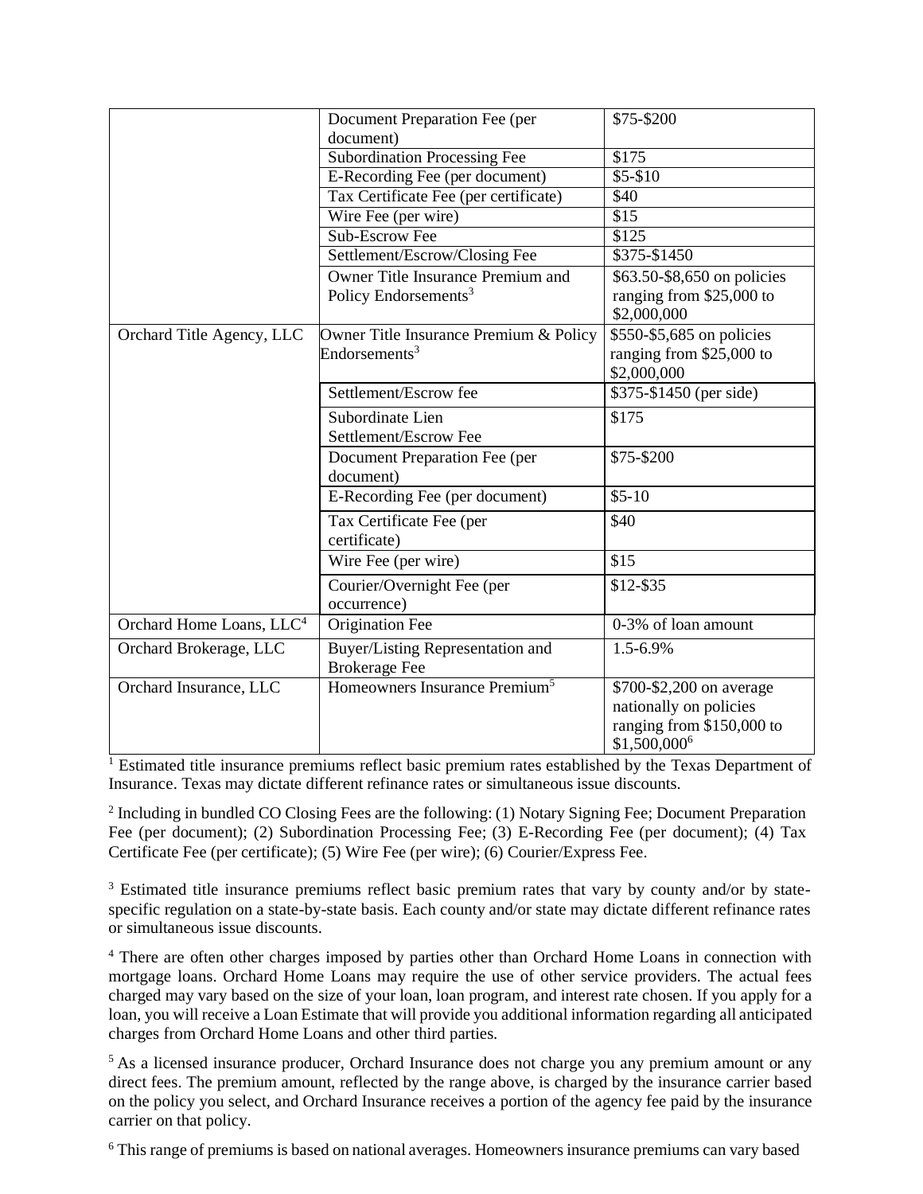| | | |
|---|---|---|
| | Document Preparation Fee (per document) | \$75-\$200 |
| | Subordination Processing Fee | \$175 |
| | E-Recording Fee (per document) | \$5-\$10 |
| | Tax Certificate Fee (per certificate) | \$40 |
| | Wire Fee (per wire) | \$15 |
| | Sub-Escrow Fee | \$125 |
| | Settlement/Escrow/Closing Fee | \$375-\$1450 |
| | Owner Title Insurance Premium and Policy Endorsements[3] | \$63.50-\$8,650 on policies ranging from \$25,000 to \$2,000,000 |
| Orchard Title Agency, LLC | Owner Title Insurance Premium & Policy Endorsements[3] | \$550-\$5,685 on policies ranging from \$25,000 to \$2,000,000 |
| | Settlement/Escrow fee | \$375-\$1450 (per side) |
| | Subordinate Lien Settlement/Escrow Fee | \$175 |
| | Document Preparation Fee (per document) | \$75-\$200 |
| | E-Recording Fee (per document) | \$5-10 |
| | Tax Certificate Fee (per certificate) | \$40 |
| | Wire Fee (per wire) | \$15 |
| | Courier/Overnight Fee (per occurrence) | \$12-\$35 |
| Orchard Home Loans, LLC[4] | Origination Fee | 0-3% of loan amount |
| Orchard Brokerage, LLC | Buyer/Listing Representation and Brokerage Fee | 1.5-6.9% |
| Orchard Insurance, LLC | Homeowners Insurance Premium[5] | \$700-\$2,200 on average nationally on policies ranging from \$150,000 to \$1,500,000[6] |

[1] Estimated title insurance premiums reflect basic premium rates established by the Texas Department of Insurance. Texas may dictate different refinance rates or simultaneous issue discounts.

[2] Including in bundled CO Closing Fees are the following: (1) Notary Signing Fee; Document Preparation Fee (per document); (2) Subordination Processing Fee; (3) E-Recording Fee (per document); (4) Tax Certificate Fee (per certificate); (5) Wire Fee (per wire); (6) Courier/Express Fee.

[3] Estimated title insurance premiums reflect basic premium rates that vary by county and/or by state-specific regulation on a state-by-state basis. Each county and/or state may dictate different refinance rates or simultaneous issue discounts.

[4] There are often other charges imposed by parties other than Orchard Home Loans in connection with mortgage loans. Orchard Home Loans may require the use of other service providers. The actual fees charged may vary based on the size of your loan, loan program, and interest rate chosen. If you apply for a loan, you will receive a Loan Estimate that will provide you additional information regarding all anticipated charges from Orchard Home Loans and other third parties.

[5] As a licensed insurance producer, Orchard Insurance does not charge you any premium amount or any direct fees. The premium amount, reflected by the range above, is charged by the insurance carrier based on the policy you select, and Orchard Insurance receives a portion of the agency fee paid by the insurance carrier on that policy.

[6] This range of premiums is based on national averages. Homeowners insurance premiums can vary based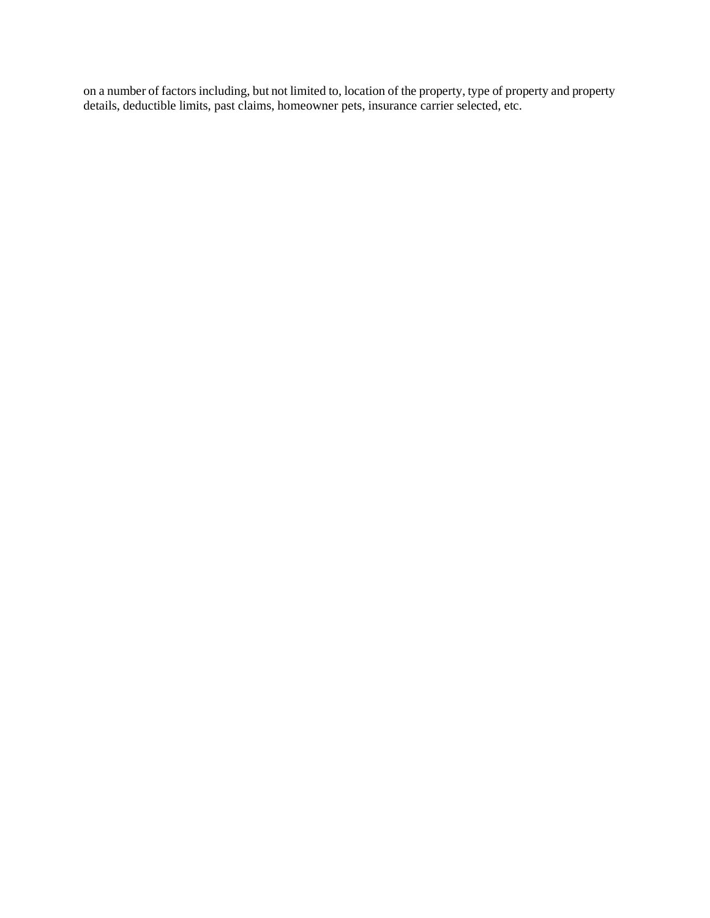on a number of factors including, but not limited to, location of the property, type of property and property details, deductible limits, past claims, homeowner pets, insurance carrier selected, etc.